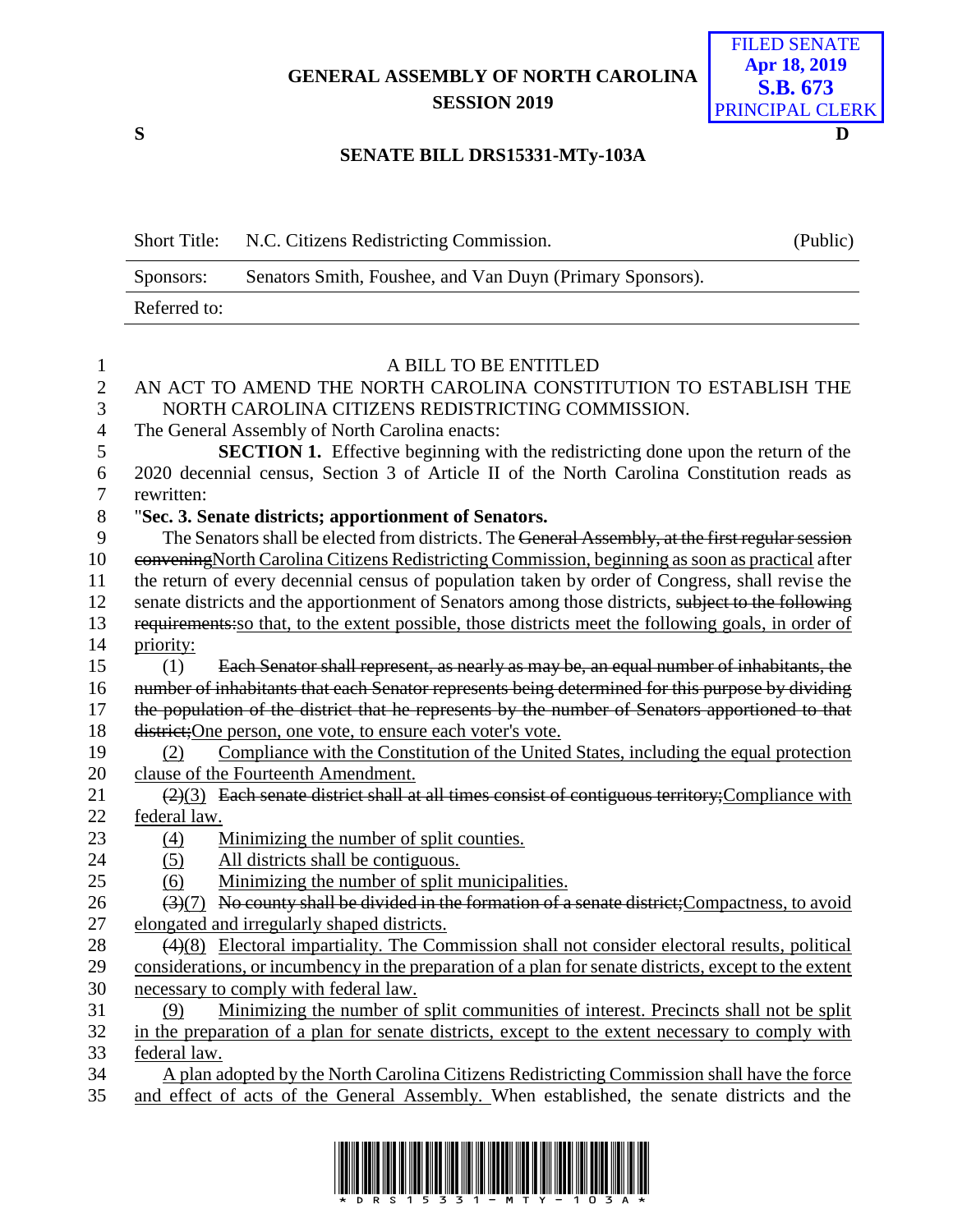# GENERAL ASSEMBLY OF NORTH CAROLINA
## SESSION 2019

FILED SENATE
Apr 18, 2019
S.B. 673
PRINCIPAL CLERK

S D

## SENATE BILL DRS15331-MTy-103A

| Short Title: | N.C. Citizens Redistricting Commission. | (Public) |
|---|---|---|
| Sponsors: | Senators Smith, Foushee, and Van Duyn (Primary Sponsors). | |
| Referred to: | | |

A BILL TO BE ENTITLED

AN ACT TO AMEND THE NORTH CAROLINA CONSTITUTION TO ESTABLISH THE NORTH CAROLINA CITIZENS REDISTRICTING COMMISSION.

The General Assembly of North Carolina enacts:

**SECTION 1.** Effective beginning with the redistricting done upon the return of the 2020 decennial census, Section 3 of Article II of the North Carolina Constitution reads as rewritten:

"**Sec. 3. Senate districts; apportionment of Senators.**

The Senators shall be elected from districts. The ~~General Assembly, at the first regular session convening~~<u>North Carolina Citizens Redistricting Commission, beginning as soon as practical</u> after the return of every decennial census of population taken by order of Congress, shall revise the senate districts and the apportionment of Senators among those districts, ~~subject to the following requirements:~~<u>so that, to the extent possible, those districts meet the following goals, in order of priority:</u>

(1) ~~Each Senator shall represent, as nearly as may be, an equal number of inhabitants, the number of inhabitants that each Senator represents being determined for this purpose by dividing the population of the district that he represents by the number of Senators apportioned to that district;~~<u>One person, one vote, to ensure each voter's vote.</u>

<u>(2) Compliance with the Constitution of the United States, including the equal protection clause of the Fourteenth Amendment.</u>

~~(2)~~<u>(3)</u> ~~Each senate district shall at all times consist of contiguous territory;~~<u>Compliance with federal law.</u>

<u>(4) Minimizing the number of split counties.</u>

<u>(5) All districts shall be contiguous.</u>

<u>(6) Minimizing the number of split municipalities.</u>

~~(3)~~<u>(7)</u> ~~No county shall be divided in the formation of a senate district;~~<u>Compactness, to avoid elongated and irregularly shaped districts.</u>

~~(4)~~<u>(8) Electoral impartiality. The Commission shall not consider electoral results, political considerations, or incumbency in the preparation of a plan for senate districts, except to the extent necessary to comply with federal law.</u>

<u>(9) Minimizing the number of split communities of interest. Precincts shall not be split in the preparation of a plan for senate districts, except to the extent necessary to comply with federal law.</u>

<u>A plan adopted by the North Carolina Citizens Redistricting Commission shall have the force and effect of acts of the General Assembly.</u> When established, the senate districts and the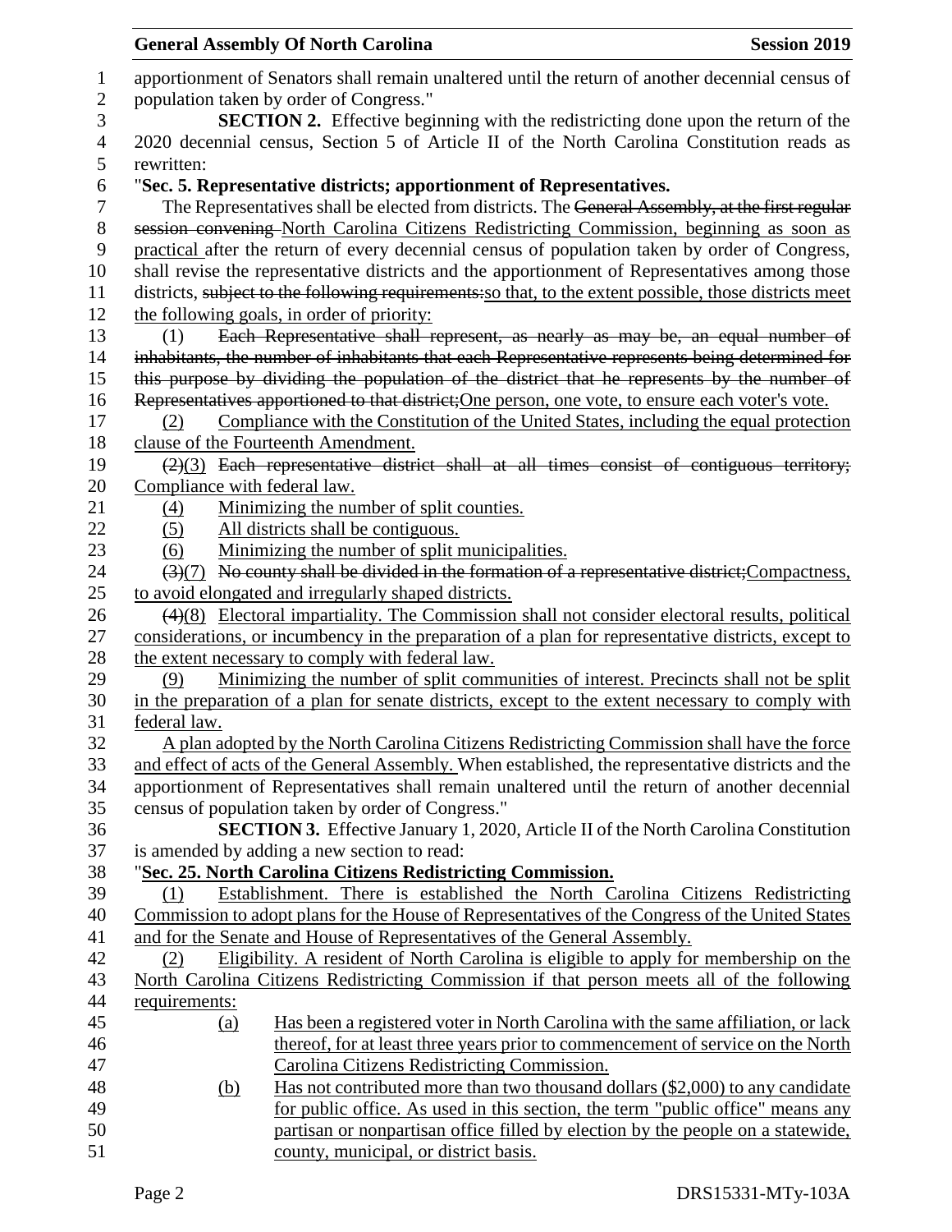apportionment of Senators shall remain unaltered until the return of another decennial census of population taken by order of Congress."

**SECTION 2.** Effective beginning with the redistricting done upon the return of the 2020 decennial census, Section 5 of Article II of the North Carolina Constitution reads as rewritten:

"**Sec. 5. Representative districts; apportionment of Representatives.**

The Representatives shall be elected from districts. The ~~General Assembly, at the first regular session convening~~ North Carolina Citizens Redistricting Commission, beginning as soon as practical after the return of every decennial census of population taken by order of Congress, shall revise the representative districts and the apportionment of Representatives among those districts, ~~subject to the following requirements:~~so that, to the extent possible, those districts meet the following goals, in order of priority:

(1) ~~Each Representative shall represent, as nearly as may be, an equal number of inhabitants, the number of inhabitants that each Representative represents being determined for this purpose by dividing the population of the district that he represents by the number of Representatives apportioned to that district;~~One person, one vote, to ensure each voter's vote.

(2) Compliance with the Constitution of the United States, including the equal protection clause of the Fourteenth Amendment.

~~(2)~~(3) ~~Each representative district shall at all times consist of contiguous territory;~~ Compliance with federal law.

(4) Minimizing the number of split counties.

(5) All districts shall be contiguous.

(6) Minimizing the number of split municipalities.

~~(3)~~(7) ~~No county shall be divided in the formation of a representative district;~~Compactness, to avoid elongated and irregularly shaped districts.

~~(4)~~(8) Electoral impartiality. The Commission shall not consider electoral results, political considerations, or incumbency in the preparation of a plan for representative districts, except to the extent necessary to comply with federal law.

(9) Minimizing the number of split communities of interest. Precincts shall not be split in the preparation of a plan for senate districts, except to the extent necessary to comply with federal law.

A plan adopted by the North Carolina Citizens Redistricting Commission shall have the force and effect of acts of the General Assembly. When established, the representative districts and the apportionment of Representatives shall remain unaltered until the return of another decennial census of population taken by order of Congress."

**SECTION 3.** Effective January 1, 2020, Article II of the North Carolina Constitution is amended by adding a new section to read:

"**Sec. 25. North Carolina Citizens Redistricting Commission.**

(1) Establishment. There is established the North Carolina Citizens Redistricting Commission to adopt plans for the House of Representatives of the Congress of the United States and for the Senate and House of Representatives of the General Assembly.

(2) Eligibility. A resident of North Carolina is eligible to apply for membership on the North Carolina Citizens Redistricting Commission if that person meets all of the following requirements:

(a) Has been a registered voter in North Carolina with the same affiliation, or lack thereof, for at least three years prior to commencement of service on the North Carolina Citizens Redistricting Commission.

(b) Has not contributed more than two thousand dollars ($2,000) to any candidate for public office. As used in this section, the term "public office" means any partisan or nonpartisan office filled by election by the people on a statewide, county, municipal, or district basis.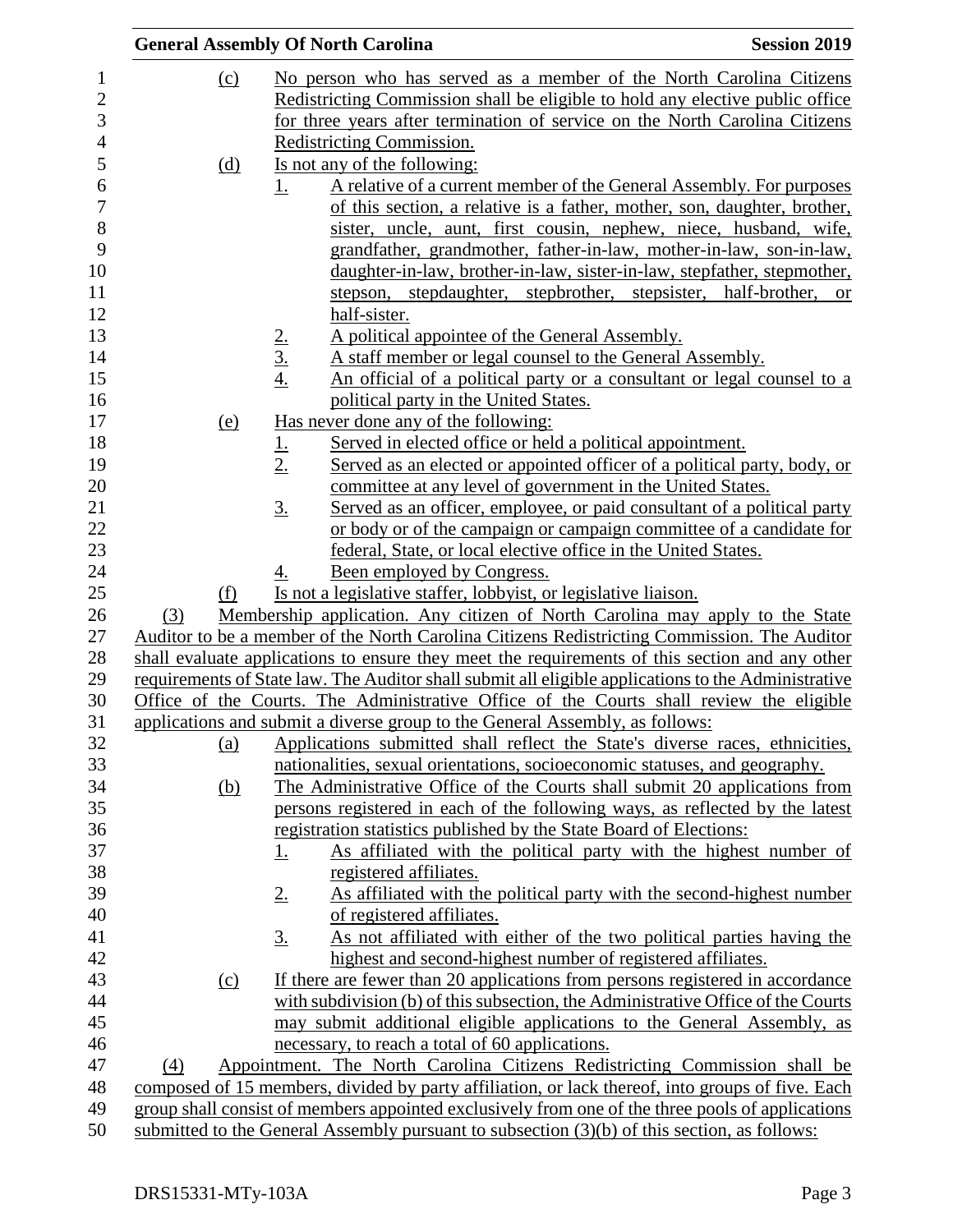(c) No person who has served as a member of the North Carolina Citizens Redistricting Commission shall be eligible to hold any elective public office for three years after termination of service on the North Carolina Citizens Redistricting Commission.

(d) Is not any of the following:

1. A relative of a current member of the General Assembly. For purposes of this section, a relative is a father, mother, son, daughter, brother, sister, uncle, aunt, first cousin, nephew, niece, husband, wife, grandfather, grandmother, father-in-law, mother-in-law, son-in-law, daughter-in-law, brother-in-law, sister-in-law, stepfather, stepmother, stepson, stepdaughter, stepbrother, stepsister, half-brother, or half-sister.
2. A political appointee of the General Assembly.
3. A staff member or legal counsel to the General Assembly.
4. An official of a political party or a consultant or legal counsel to a political party in the United States.

(e) Has never done any of the following:

1. Served in elected office or held a political appointment.
2. Served as an elected or appointed officer of a political party, body, or committee at any level of government in the United States.
3. Served as an officer, employee, or paid consultant of a political party or body or of the campaign or campaign committee of a candidate for federal, State, or local elective office in the United States.
4. Been employed by Congress.

(f) Is not a legislative staffer, lobbyist, or legislative liaison.

(3) Membership application. Any citizen of North Carolina may apply to the State Auditor to be a member of the North Carolina Citizens Redistricting Commission. The Auditor shall evaluate applications to ensure they meet the requirements of this section and any other requirements of State law. The Auditor shall submit all eligible applications to the Administrative Office of the Courts. The Administrative Office of the Courts shall review the eligible applications and submit a diverse group to the General Assembly, as follows:

(a) Applications submitted shall reflect the State's diverse races, ethnicities, nationalities, sexual orientations, socioeconomic statuses, and geography.

(b) The Administrative Office of the Courts shall submit 20 applications from persons registered in each of the following ways, as reflected by the latest registration statistics published by the State Board of Elections:

1. As affiliated with the political party with the highest number of registered affiliates.
2. As affiliated with the political party with the second-highest number of registered affiliates.
3. As not affiliated with either of the two political parties having the highest and second-highest number of registered affiliates.

(c) If there are fewer than 20 applications from persons registered in accordance with subdivision (b) of this subsection, the Administrative Office of the Courts may submit additional eligible applications to the General Assembly, as necessary, to reach a total of 60 applications.

(4) Appointment. The North Carolina Citizens Redistricting Commission shall be composed of 15 members, divided by party affiliation, or lack thereof, into groups of five. Each group shall consist of members appointed exclusively from one of the three pools of applications submitted to the General Assembly pursuant to subsection (3)(b) of this section, as follows: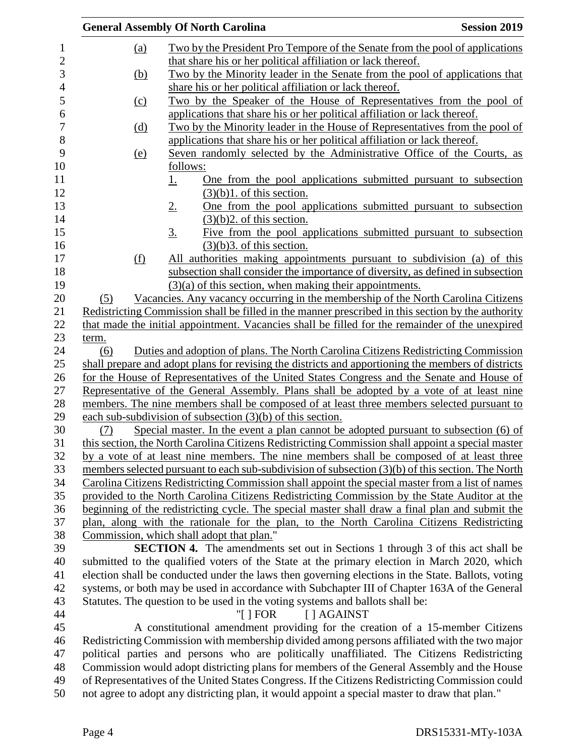(a) Two by the President Pro Tempore of the Senate from the pool of applications that share his or her political affiliation or lack thereof.

(b) Two by the Minority leader in the Senate from the pool of applications that share his or her political affiliation or lack thereof.

(c) Two by the Speaker of the House of Representatives from the pool of applications that share his or her political affiliation or lack thereof.

(d) Two by the Minority leader in the House of Representatives from the pool of applications that share his or her political affiliation or lack thereof.

(e) Seven randomly selected by the Administrative Office of the Courts, as follows:

1. One from the pool applications submitted pursuant to subsection (3)(b)1. of this section.
2. One from the pool applications submitted pursuant to subsection (3)(b)2. of this section.
3. Five from the pool applications submitted pursuant to subsection (3)(b)3. of this section.

(f) All authorities making appointments pursuant to subdivision (a) of this subsection shall consider the importance of diversity, as defined in subsection (3)(a) of this section, when making their appointments.

(5) Vacancies. Any vacancy occurring in the membership of the North Carolina Citizens Redistricting Commission shall be filled in the manner prescribed in this section by the authority that made the initial appointment. Vacancies shall be filled for the remainder of the unexpired term.

(6) Duties and adoption of plans. The North Carolina Citizens Redistricting Commission shall prepare and adopt plans for revising the districts and apportioning the members of districts for the House of Representatives of the United States Congress and the Senate and House of Representative of the General Assembly. Plans shall be adopted by a vote of at least nine members. The nine members shall be composed of at least three members selected pursuant to each sub-subdivision of subsection (3)(b) of this section.

(7) Special master. In the event a plan cannot be adopted pursuant to subsection (6) of this section, the North Carolina Citizens Redistricting Commission shall appoint a special master by a vote of at least nine members. The nine members shall be composed of at least three members selected pursuant to each sub-subdivision of subsection (3)(b) of this section. The North Carolina Citizens Redistricting Commission shall appoint the special master from a list of names provided to the North Carolina Citizens Redistricting Commission by the State Auditor at the beginning of the redistricting cycle. The special master shall draw a final plan and submit the plan, along with the rationale for the plan, to the North Carolina Citizens Redistricting Commission, which shall adopt that plan."

**SECTION 4.** The amendments set out in Sections 1 through 3 of this act shall be submitted to the qualified voters of the State at the primary election in March 2020, which election shall be conducted under the laws then governing elections in the State. Ballots, voting systems, or both may be used in accordance with Subchapter III of Chapter 163A of the General Statutes. The question to be used in the voting systems and ballots shall be:

"[ ] FOR [ ] AGAINST

A constitutional amendment providing for the creation of a 15-member Citizens Redistricting Commission with membership divided among persons affiliated with the two major political parties and persons who are politically unaffiliated. The Citizens Redistricting Commission would adopt districting plans for members of the General Assembly and the House of Representatives of the United States Congress. If the Citizens Redistricting Commission could not agree to adopt any districting plan, it would appoint a special master to draw that plan."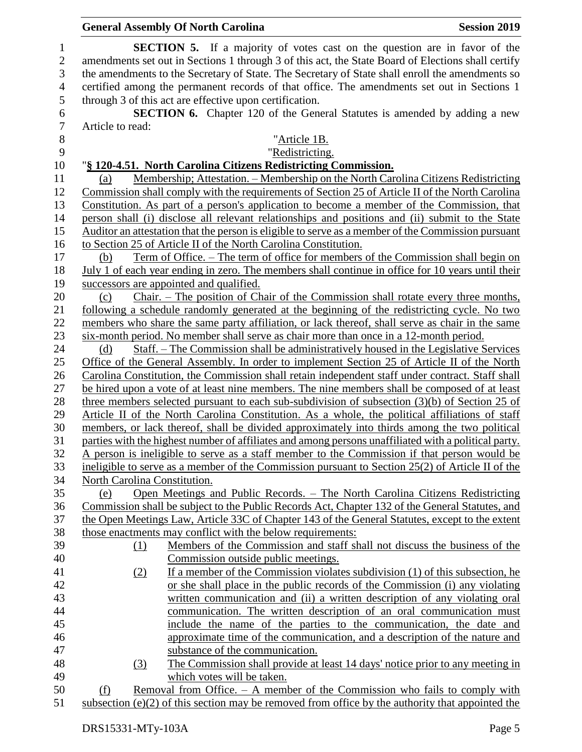**SECTION 5.** If a majority of votes cast on the question are in favor of the amendments set out in Sections 1 through 3 of this act, the State Board of Elections shall certify the amendments to the Secretary of State. The Secretary of State shall enroll the amendments so certified among the permanent records of that office. The amendments set out in Sections 1 through 3 of this act are effective upon certification.

**SECTION 6.** Chapter 120 of the General Statutes is amended by adding a new Article to read:

"Article 1B.

"Redistricting.

"**§ 120-4.51. North Carolina Citizens Redistricting Commission.**

(a) Membership; Attestation. – Membership on the North Carolina Citizens Redistricting Commission shall comply with the requirements of Section 25 of Article II of the North Carolina Constitution. As part of a person's application to become a member of the Commission, that person shall (i) disclose all relevant relationships and positions and (ii) submit to the State Auditor an attestation that the person is eligible to serve as a member of the Commission pursuant to Section 25 of Article II of the North Carolina Constitution.

(b) Term of Office. – The term of office for members of the Commission shall begin on July 1 of each year ending in zero. The members shall continue in office for 10 years until their successors are appointed and qualified.

(c) Chair. – The position of Chair of the Commission shall rotate every three months, following a schedule randomly generated at the beginning of the redistricting cycle. No two members who share the same party affiliation, or lack thereof, shall serve as chair in the same six-month period. No member shall serve as chair more than once in a 12-month period.

(d) Staff. – The Commission shall be administratively housed in the Legislative Services Office of the General Assembly. In order to implement Section 25 of Article II of the North Carolina Constitution, the Commission shall retain independent staff under contract. Staff shall be hired upon a vote of at least nine members. The nine members shall be composed of at least three members selected pursuant to each sub-subdivision of subsection (3)(b) of Section 25 of Article II of the North Carolina Constitution. As a whole, the political affiliations of staff members, or lack thereof, shall be divided approximately into thirds among the two political parties with the highest number of affiliates and among persons unaffiliated with a political party. A person is ineligible to serve as a staff member to the Commission if that person would be ineligible to serve as a member of the Commission pursuant to Section 25(2) of Article II of the North Carolina Constitution.

(e) Open Meetings and Public Records. – The North Carolina Citizens Redistricting Commission shall be subject to the Public Records Act, Chapter 132 of the General Statutes, and the Open Meetings Law, Article 33C of Chapter 143 of the General Statutes, except to the extent those enactments may conflict with the below requirements:

(1) Members of the Commission and staff shall not discuss the business of the Commission outside public meetings.

(2) If a member of the Commission violates subdivision (1) of this subsection, he or she shall place in the public records of the Commission (i) any violating written communication and (ii) a written description of any violating oral communication. The written description of an oral communication must include the name of the parties to the communication, the date and approximate time of the communication, and a description of the nature and substance of the communication.

(3) The Commission shall provide at least 14 days' notice prior to any meeting in which votes will be taken.

(f) Removal from Office. – A member of the Commission who fails to comply with subsection (e)(2) of this section may be removed from office by the authority that appointed the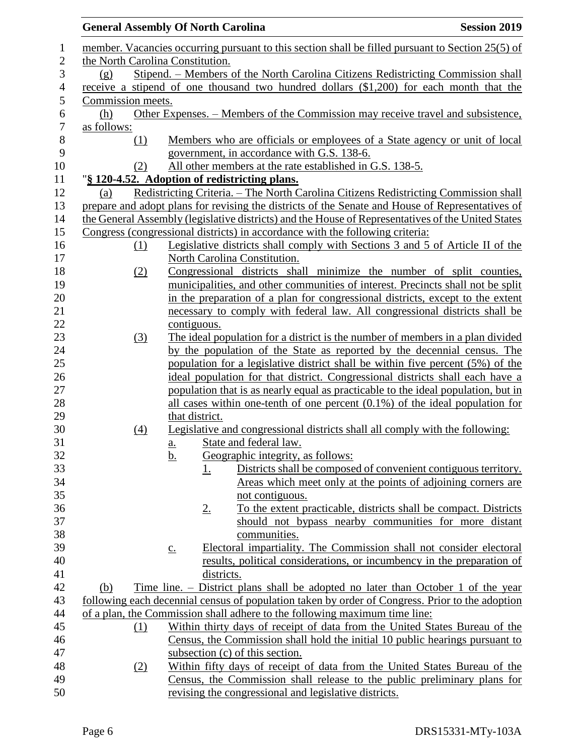member. Vacancies occurring pursuant to this section shall be filled pursuant to Section 25(5) of the North Carolina Constitution.

(g) Stipend. – Members of the North Carolina Citizens Redistricting Commission shall receive a stipend of one thousand two hundred dollars ($1,200) for each month that the Commission meets.

(h) Other Expenses. – Members of the Commission may receive travel and subsistence, as follows:

(1) Members who are officials or employees of a State agency or unit of local government, in accordance with G.S. 138-6.

(2) All other members at the rate established in G.S. 138-5.

"**§ 120-4.52. Adoption of redistricting plans.**

(a) Redistricting Criteria. – The North Carolina Citizens Redistricting Commission shall prepare and adopt plans for revising the districts of the Senate and House of Representatives of the General Assembly (legislative districts) and the House of Representatives of the United States Congress (congressional districts) in accordance with the following criteria:

(1) Legislative districts shall comply with Sections 3 and 5 of Article II of the North Carolina Constitution.

(2) Congressional districts shall minimize the number of split counties, municipalities, and other communities of interest. Precincts shall not be split in the preparation of a plan for congressional districts, except to the extent necessary to comply with federal law. All congressional districts shall be contiguous.

(3) The ideal population for a district is the number of members in a plan divided by the population of the State as reported by the decennial census. The population for a legislative district shall be within five percent (5%) of the ideal population for that district. Congressional districts shall each have a population that is as nearly equal as practicable to the ideal population, but in all cases within one-tenth of one percent (0.1%) of the ideal population for that district.

(4) Legislative and congressional districts shall all comply with the following:

a. State and federal law.

b. Geographic integrity, as follows:

1. Districts shall be composed of convenient contiguous territory. Areas which meet only at the points of adjoining corners are not contiguous.

2. To the extent practicable, districts shall be compact. Districts should not bypass nearby communities for more distant communities.

c. Electoral impartiality. The Commission shall not consider electoral results, political considerations, or incumbency in the preparation of districts.

(b) Time line. – District plans shall be adopted no later than October 1 of the year following each decennial census of population taken by order of Congress. Prior to the adoption of a plan, the Commission shall adhere to the following maximum time line:

(1) Within thirty days of receipt of data from the United States Bureau of the Census, the Commission shall hold the initial 10 public hearings pursuant to subsection (c) of this section.

(2) Within fifty days of receipt of data from the United States Bureau of the Census, the Commission shall release to the public preliminary plans for revising the congressional and legislative districts.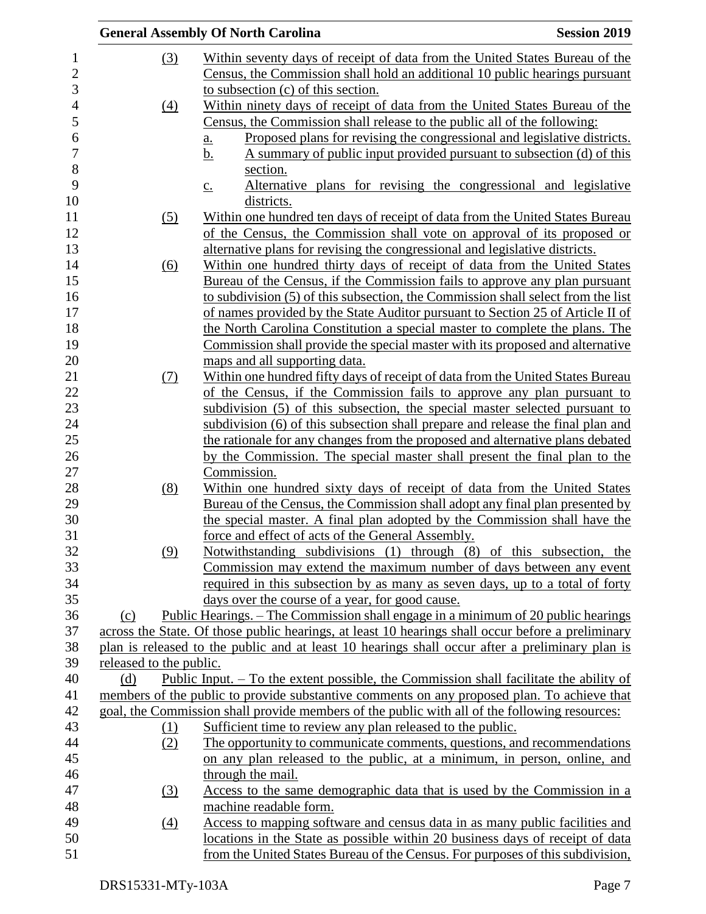(3) Within seventy days of receipt of data from the United States Bureau of the Census, the Commission shall hold an additional 10 public hearings pursuant to subsection (c) of this section.

(4) Within ninety days of receipt of data from the United States Bureau of the Census, the Commission shall release to the public all of the following:

a. Proposed plans for revising the congressional and legislative districts.

b. A summary of public input provided pursuant to subsection (d) of this section.

c. Alternative plans for revising the congressional and legislative districts.

(5) Within one hundred ten days of receipt of data from the United States Bureau of the Census, the Commission shall vote on approval of its proposed or alternative plans for revising the congressional and legislative districts.

(6) Within one hundred thirty days of receipt of data from the United States Bureau of the Census, if the Commission fails to approve any plan pursuant to subdivision (5) of this subsection, the Commission shall select from the list of names provided by the State Auditor pursuant to Section 25 of Article II of the North Carolina Constitution a special master to complete the plans. The Commission shall provide the special master with its proposed and alternative maps and all supporting data.

(7) Within one hundred fifty days of receipt of data from the United States Bureau of the Census, if the Commission fails to approve any plan pursuant to subdivision (5) of this subsection, the special master selected pursuant to subdivision (6) of this subsection shall prepare and release the final plan and the rationale for any changes from the proposed and alternative plans debated by the Commission. The special master shall present the final plan to the Commission.

(8) Within one hundred sixty days of receipt of data from the United States Bureau of the Census, the Commission shall adopt any final plan presented by the special master. A final plan adopted by the Commission shall have the force and effect of acts of the General Assembly.

(9) Notwithstanding subdivisions (1) through (8) of this subsection, the Commission may extend the maximum number of days between any event required in this subsection by as many as seven days, up to a total of forty days over the course of a year, for good cause.

(c) Public Hearings. – The Commission shall engage in a minimum of 20 public hearings across the State. Of those public hearings, at least 10 hearings shall occur before a preliminary plan is released to the public and at least 10 hearings shall occur after a preliminary plan is released to the public.

(d) Public Input. – To the extent possible, the Commission shall facilitate the ability of members of the public to provide substantive comments on any proposed plan. To achieve that goal, the Commission shall provide members of the public with all of the following resources:

(1) Sufficient time to review any plan released to the public.

(2) The opportunity to communicate comments, questions, and recommendations on any plan released to the public, at a minimum, in person, online, and through the mail.

(3) Access to the same demographic data that is used by the Commission in a machine readable form.

(4) Access to mapping software and census data in as many public facilities and locations in the State as possible within 20 business days of receipt of data from the United States Bureau of the Census. For purposes of this subdivision,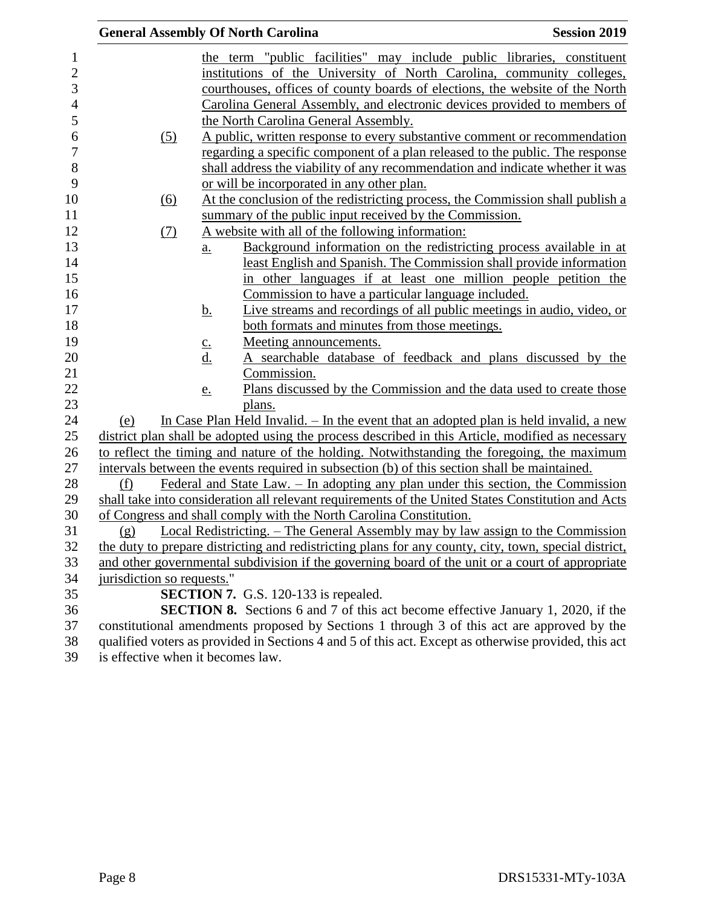the term "public facilities" may include public libraries, constituent institutions of the University of North Carolina, community colleges, courthouses, offices of county boards of elections, the website of the North Carolina General Assembly, and electronic devices provided to members of the North Carolina General Assembly.

(5) A public, written response to every substantive comment or recommendation regarding a specific component of a plan released to the public. The response shall address the viability of any recommendation and indicate whether it was or will be incorporated in any other plan.

(6) At the conclusion of the redistricting process, the Commission shall publish a summary of the public input received by the Commission.

(7) A website with all of the following information:

a. Background information on the redistricting process available in at least English and Spanish. The Commission shall provide information in other languages if at least one million people petition the Commission to have a particular language included.

b. Live streams and recordings of all public meetings in audio, video, or both formats and minutes from those meetings.

c. Meeting announcements.

d. A searchable database of feedback and plans discussed by the Commission.

e. Plans discussed by the Commission and the data used to create those plans.

(e) In Case Plan Held Invalid. – In the event that an adopted plan is held invalid, a new district plan shall be adopted using the process described in this Article, modified as necessary to reflect the timing and nature of the holding. Notwithstanding the foregoing, the maximum intervals between the events required in subsection (b) of this section shall be maintained.

(f) Federal and State Law. – In adopting any plan under this section, the Commission shall take into consideration all relevant requirements of the United States Constitution and Acts of Congress and shall comply with the North Carolina Constitution.

(g) Local Redistricting. – The General Assembly may by law assign to the Commission the duty to prepare districting and redistricting plans for any county, city, town, special district, and other governmental subdivision if the governing board of the unit or a court of appropriate jurisdiction so requests."

**SECTION 7.** G.S. 120-133 is repealed.

**SECTION 8.** Sections 6 and 7 of this act become effective January 1, 2020, if the constitutional amendments proposed by Sections 1 through 3 of this act are approved by the qualified voters as provided in Sections 4 and 5 of this act. Except as otherwise provided, this act is effective when it becomes law.